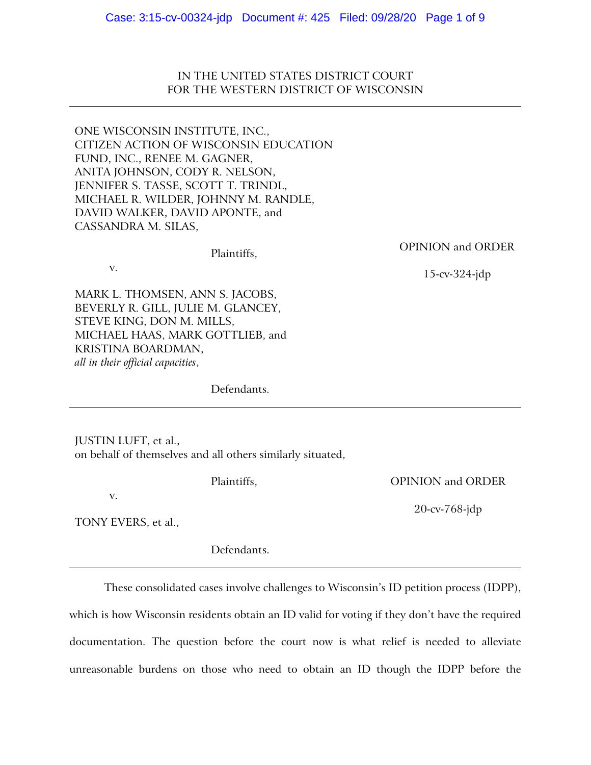IN THE UNITED STATES DISTRICT COURT
FOR THE WESTERN DISTRICT OF WISCONSIN

---

ONE WISCONSIN INSTITUTE, INC.,
CITIZEN ACTION OF WISCONSIN EDUCATION
FUND, INC., RENEE M. GAGNER,
ANITA JOHNSON, CODY R. NELSON,
JENNIFER S. TASSE, SCOTT T. TRINDL,
MICHAEL R. WILDER, JOHNNY M. RANDLE,
DAVID WALKER, DAVID APONTE, and
CASSANDRA M. SILAS,

Plaintiffs,

v.

MARK L. THOMSEN, ANN S. JACOBS,
BEVERLY R. GILL, JULIE M. GLANCEY,
STEVE KING, DON M. MILLS,
MICHAEL HAAS, MARK GOTTLIEB, and
KRISTINA BOARDMAN,
*all in their official capacities*,

Defendants.

OPINION and ORDER

15-cv-324-jdp

---

JUSTIN LUFT, et al.,
on behalf of themselves and all others similarly situated,

Plaintiffs,

v.

TONY EVERS, et al.,

Defendants.

OPINION and ORDER

20-cv-768-jdp

---

These consolidated cases involve challenges to Wisconsin's ID petition process (IDPP), which is how Wisconsin residents obtain an ID valid for voting if they don't have the required documentation. The question before the court now is what relief is needed to alleviate unreasonable burdens on those who need to obtain an ID though the IDPP before the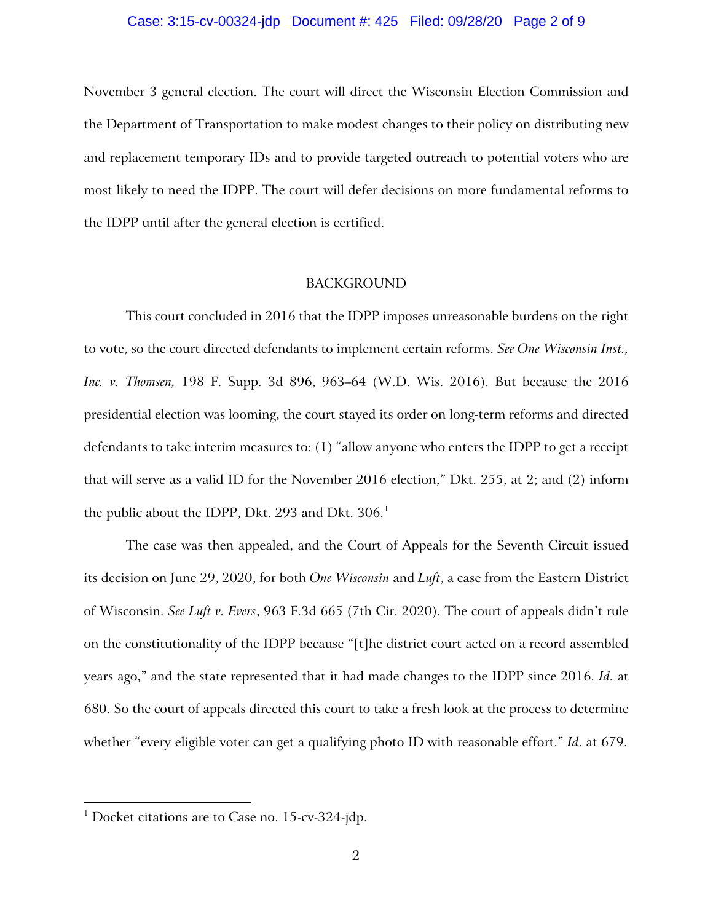November 3 general election. The court will direct the Wisconsin Election Commission and the Department of Transportation to make modest changes to their policy on distributing new and replacement temporary IDs and to provide targeted outreach to potential voters who are most likely to need the IDPP. The court will defer decisions on more fundamental reforms to the IDPP until after the general election is certified.

## BACKGROUND

This court concluded in 2016 that the IDPP imposes unreasonable burdens on the right to vote, so the court directed defendants to implement certain reforms. *See One Wisconsin Inst., Inc. v. Thomsen,* 198 F. Supp. 3d 896, 963–64 (W.D. Wis. 2016). But because the 2016 presidential election was looming, the court stayed its order on long-term reforms and directed defendants to take interim measures to: (1) "allow anyone who enters the IDPP to get a receipt that will serve as a valid ID for the November 2016 election," Dkt. 255, at 2; and (2) inform the public about the IDPP, Dkt. 293 and Dkt. 306.[1]

The case was then appealed, and the Court of Appeals for the Seventh Circuit issued its decision on June 29, 2020, for both *One Wisconsin* and *Luft*, a case from the Eastern District of Wisconsin. *See Luft v. Evers*, 963 F.3d 665 (7th Cir. 2020). The court of appeals didn't rule on the constitutionality of the IDPP because "[t]he district court acted on a record assembled years ago," and the state represented that it had made changes to the IDPP since 2016. *Id.* at 680. So the court of appeals directed this court to take a fresh look at the process to determine whether "every eligible voter can get a qualifying photo ID with reasonable effort." *Id*. at 679.

[1] Docket citations are to Case no. 15-cv-324-jdp.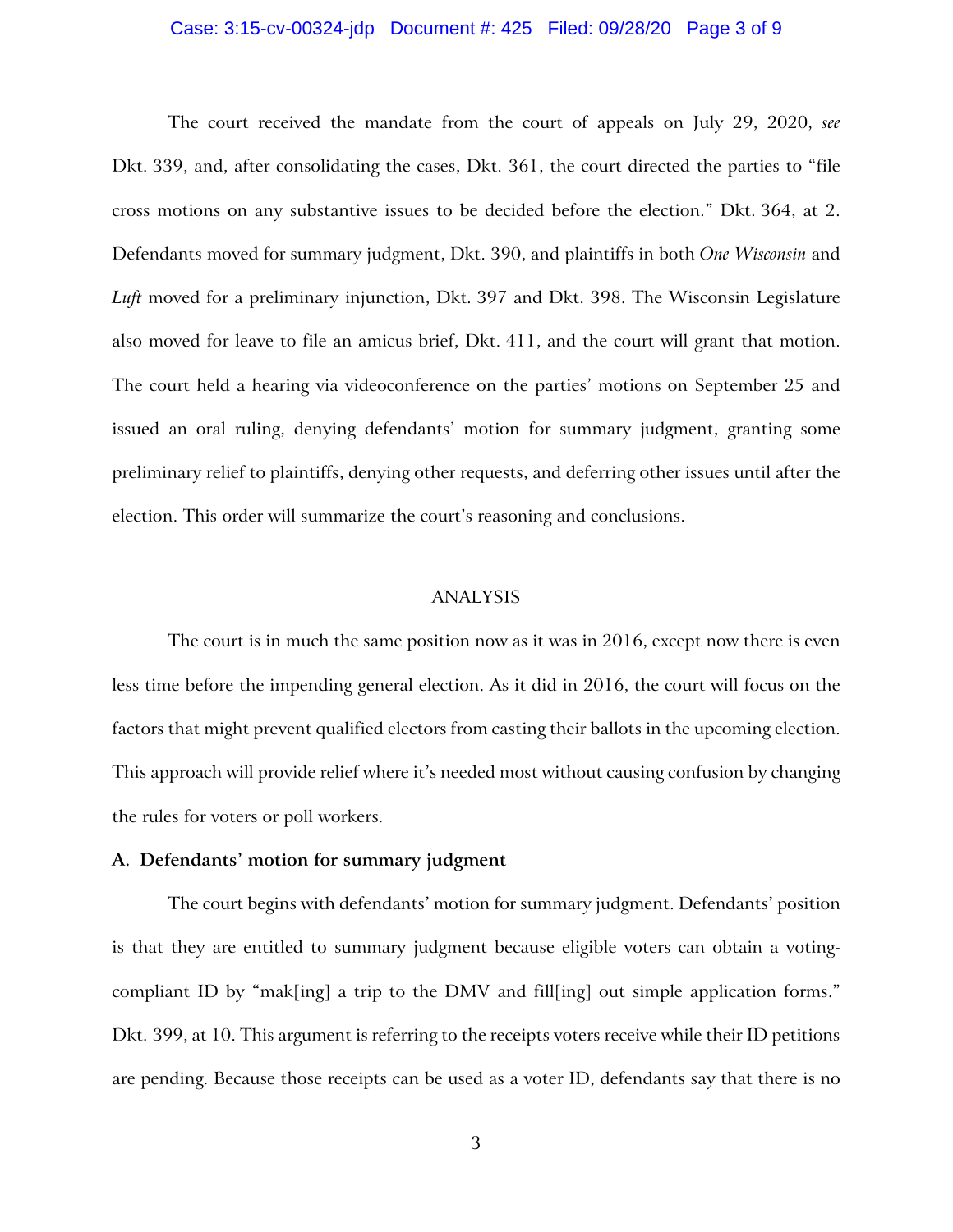The court received the mandate from the court of appeals on July 29, 2020, *see* Dkt. 339, and, after consolidating the cases, Dkt. 361, the court directed the parties to "file cross motions on any substantive issues to be decided before the election." Dkt. 364, at 2. Defendants moved for summary judgment, Dkt. 390, and plaintiffs in both *One Wisconsin* and *Luft* moved for a preliminary injunction, Dkt. 397 and Dkt. 398. The Wisconsin Legislature also moved for leave to file an amicus brief, Dkt. 411, and the court will grant that motion. The court held a hearing via videoconference on the parties' motions on September 25 and issued an oral ruling, denying defendants' motion for summary judgment, granting some preliminary relief to plaintiffs, denying other requests, and deferring other issues until after the election. This order will summarize the court's reasoning and conclusions.

## ANALYSIS

The court is in much the same position now as it was in 2016, except now there is even less time before the impending general election. As it did in 2016, the court will focus on the factors that might prevent qualified electors from casting their ballots in the upcoming election. This approach will provide relief where it's needed most without causing confusion by changing the rules for voters or poll workers.

### A. Defendants' motion for summary judgment

The court begins with defendants' motion for summary judgment. Defendants' position is that they are entitled to summary judgment because eligible voters can obtain a voting-compliant ID by "mak[ing] a trip to the DMV and fill[ing] out simple application forms." Dkt. 399, at 10. This argument is referring to the receipts voters receive while their ID petitions are pending. Because those receipts can be used as a voter ID, defendants say that there is no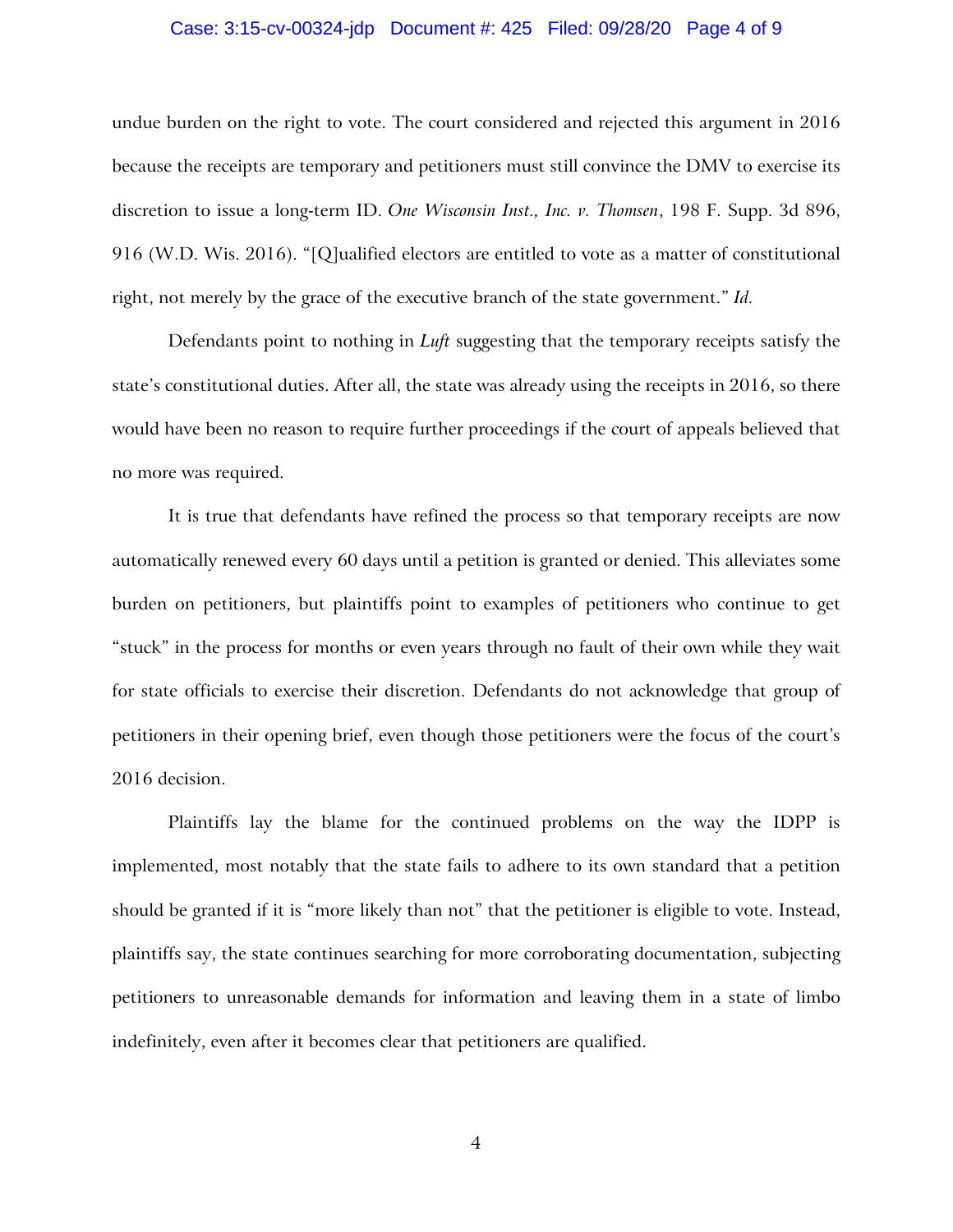undue burden on the right to vote. The court considered and rejected this argument in 2016 because the receipts are temporary and petitioners must still convince the DMV to exercise its discretion to issue a long-term ID. *One Wisconsin Inst., Inc. v. Thomsen*, 198 F. Supp. 3d 896, 916 (W.D. Wis. 2016). "[Q]ualified electors are entitled to vote as a matter of constitutional right, not merely by the grace of the executive branch of the state government." *Id.*

Defendants point to nothing in *Luft* suggesting that the temporary receipts satisfy the state's constitutional duties. After all, the state was already using the receipts in 2016, so there would have been no reason to require further proceedings if the court of appeals believed that no more was required.

It is true that defendants have refined the process so that temporary receipts are now automatically renewed every 60 days until a petition is granted or denied. This alleviates some burden on petitioners, but plaintiffs point to examples of petitioners who continue to get "stuck" in the process for months or even years through no fault of their own while they wait for state officials to exercise their discretion. Defendants do not acknowledge that group of petitioners in their opening brief, even though those petitioners were the focus of the court's 2016 decision.

Plaintiffs lay the blame for the continued problems on the way the IDPP is implemented, most notably that the state fails to adhere to its own standard that a petition should be granted if it is "more likely than not" that the petitioner is eligible to vote. Instead, plaintiffs say, the state continues searching for more corroborating documentation, subjecting petitioners to unreasonable demands for information and leaving them in a state of limbo indefinitely, even after it becomes clear that petitioners are qualified.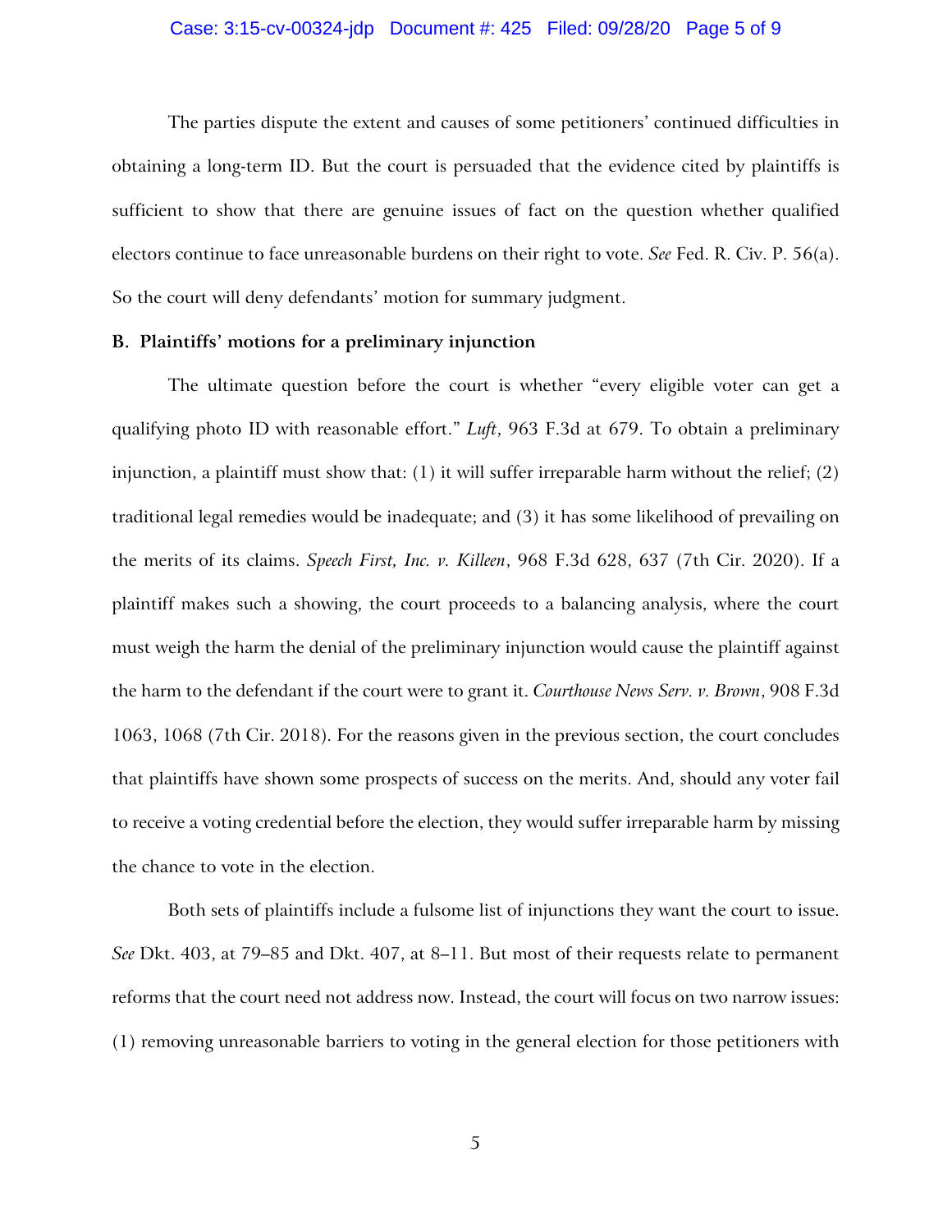The parties dispute the extent and causes of some petitioners' continued difficulties in obtaining a long-term ID. But the court is persuaded that the evidence cited by plaintiffs is sufficient to show that there are genuine issues of fact on the question whether qualified electors continue to face unreasonable burdens on their right to vote. *See* Fed. R. Civ. P. 56(a). So the court will deny defendants' motion for summary judgment.

**B. Plaintiffs' motions for a preliminary injunction**

The ultimate question before the court is whether "every eligible voter can get a qualifying photo ID with reasonable effort." *Luft*, 963 F.3d at 679. To obtain a preliminary injunction, a plaintiff must show that: (1) it will suffer irreparable harm without the relief; (2) traditional legal remedies would be inadequate; and (3) it has some likelihood of prevailing on the merits of its claims. *Speech First, Inc. v. Killeen*, 968 F.3d 628, 637 (7th Cir. 2020). If a plaintiff makes such a showing, the court proceeds to a balancing analysis, where the court must weigh the harm the denial of the preliminary injunction would cause the plaintiff against the harm to the defendant if the court were to grant it. *Courthouse News Serv. v. Brown*, 908 F.3d 1063, 1068 (7th Cir. 2018). For the reasons given in the previous section, the court concludes that plaintiffs have shown some prospects of success on the merits. And, should any voter fail to receive a voting credential before the election, they would suffer irreparable harm by missing the chance to vote in the election.

Both sets of plaintiffs include a fulsome list of injunctions they want the court to issue. *See* Dkt. 403, at 79–85 and Dkt. 407, at 8–11. But most of their requests relate to permanent reforms that the court need not address now. Instead, the court will focus on two narrow issues: (1) removing unreasonable barriers to voting in the general election for those petitioners with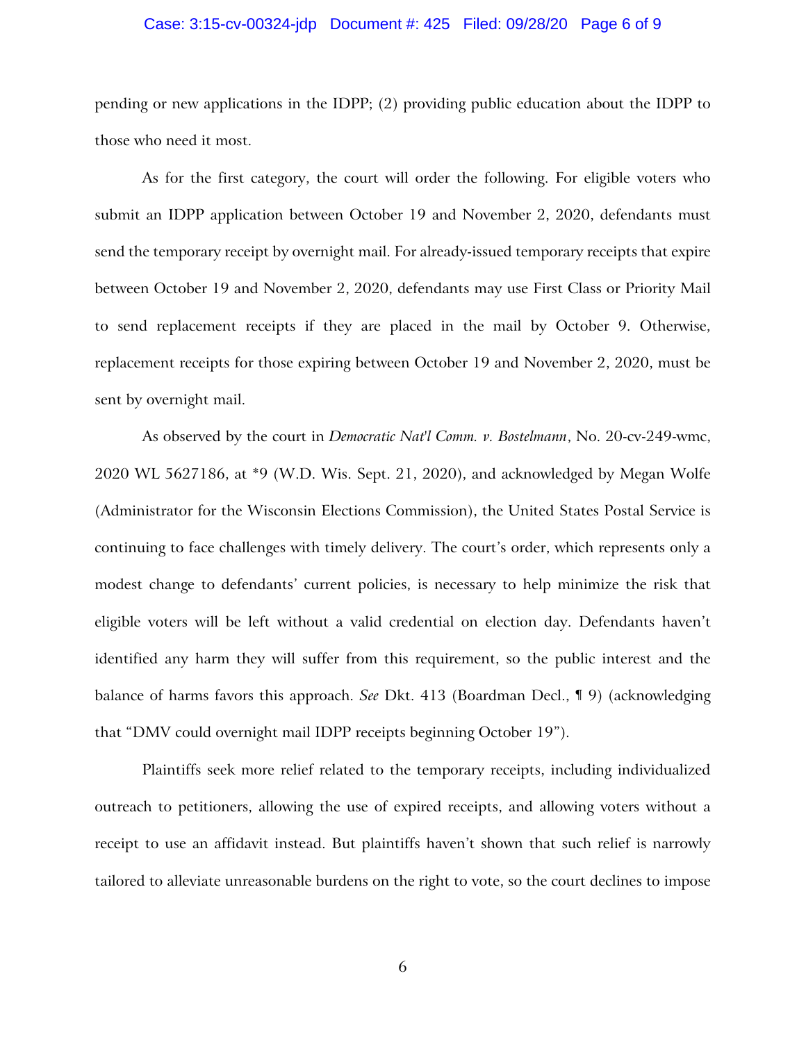pending or new applications in the IDPP; (2) providing public education about the IDPP to those who need it most.

As for the first category, the court will order the following. For eligible voters who submit an IDPP application between October 19 and November 2, 2020, defendants must send the temporary receipt by overnight mail. For already-issued temporary receipts that expire between October 19 and November 2, 2020, defendants may use First Class or Priority Mail to send replacement receipts if they are placed in the mail by October 9. Otherwise, replacement receipts for those expiring between October 19 and November 2, 2020, must be sent by overnight mail.

As observed by the court in *Democratic Nat'l Comm. v. Bostelmann*, No. 20-cv-249-wmc, 2020 WL 5627186, at *9 (W.D. Wis. Sept. 21, 2020), and acknowledged by Megan Wolfe (Administrator for the Wisconsin Elections Commission), the United States Postal Service is continuing to face challenges with timely delivery. The court's order, which represents only a modest change to defendants' current policies, is necessary to help minimize the risk that eligible voters will be left without a valid credential on election day. Defendants haven't identified any harm they will suffer from this requirement, so the public interest and the balance of harms favors this approach. *See* Dkt. 413 (Boardman Decl., ¶ 9) (acknowledging that "DMV could overnight mail IDPP receipts beginning October 19").

Plaintiffs seek more relief related to the temporary receipts, including individualized outreach to petitioners, allowing the use of expired receipts, and allowing voters without a receipt to use an affidavit instead. But plaintiffs haven't shown that such relief is narrowly tailored to alleviate unreasonable burdens on the right to vote, so the court declines to impose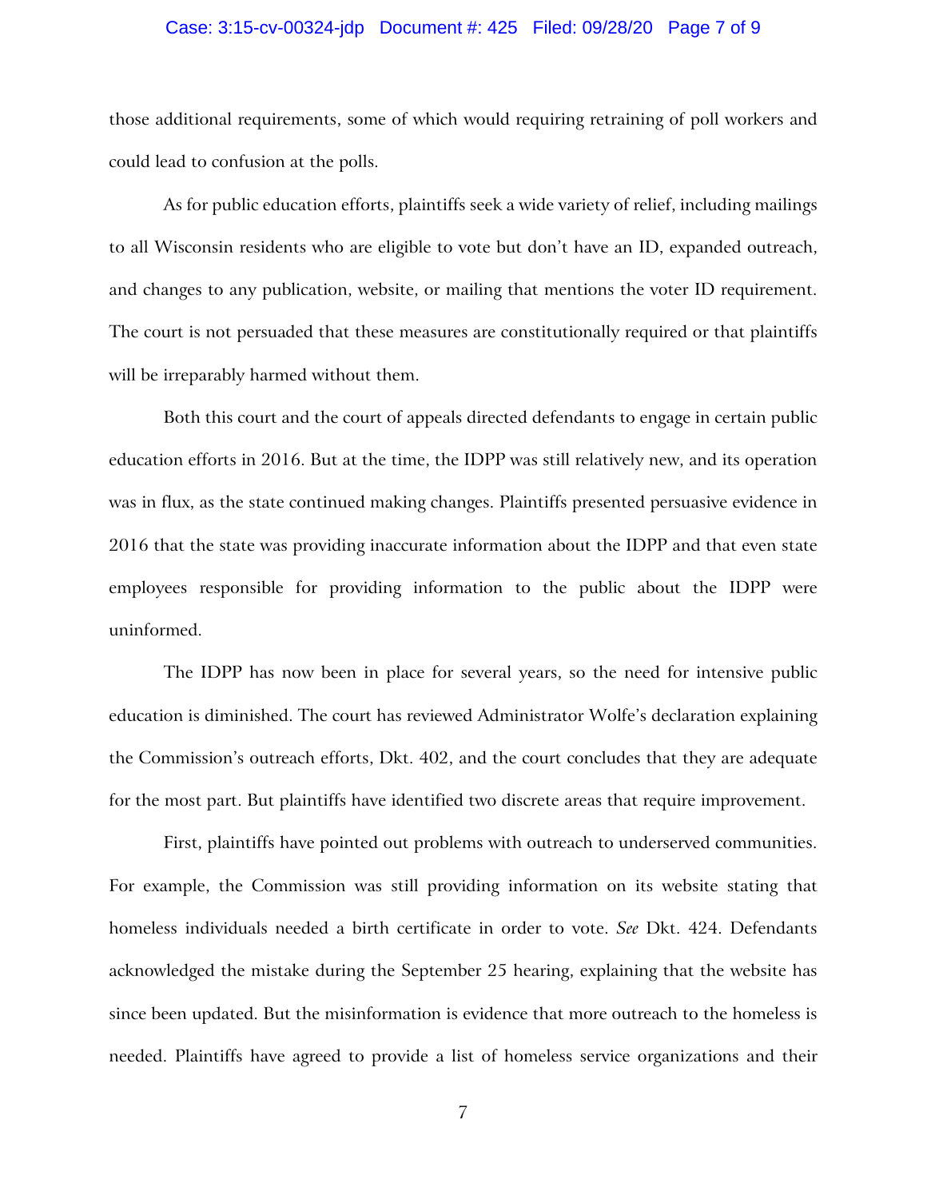those additional requirements, some of which would requiring retraining of poll workers and could lead to confusion at the polls.

As for public education efforts, plaintiffs seek a wide variety of relief, including mailings to all Wisconsin residents who are eligible to vote but don't have an ID, expanded outreach, and changes to any publication, website, or mailing that mentions the voter ID requirement. The court is not persuaded that these measures are constitutionally required or that plaintiffs will be irreparably harmed without them.

Both this court and the court of appeals directed defendants to engage in certain public education efforts in 2016. But at the time, the IDPP was still relatively new, and its operation was in flux, as the state continued making changes. Plaintiffs presented persuasive evidence in 2016 that the state was providing inaccurate information about the IDPP and that even state employees responsible for providing information to the public about the IDPP were uninformed.

The IDPP has now been in place for several years, so the need for intensive public education is diminished. The court has reviewed Administrator Wolfe's declaration explaining the Commission's outreach efforts, Dkt. 402, and the court concludes that they are adequate for the most part. But plaintiffs have identified two discrete areas that require improvement.

First, plaintiffs have pointed out problems with outreach to underserved communities. For example, the Commission was still providing information on its website stating that homeless individuals needed a birth certificate in order to vote. *See* Dkt. 424. Defendants acknowledged the mistake during the September 25 hearing, explaining that the website has since been updated. But the misinformation is evidence that more outreach to the homeless is needed. Plaintiffs have agreed to provide a list of homeless service organizations and their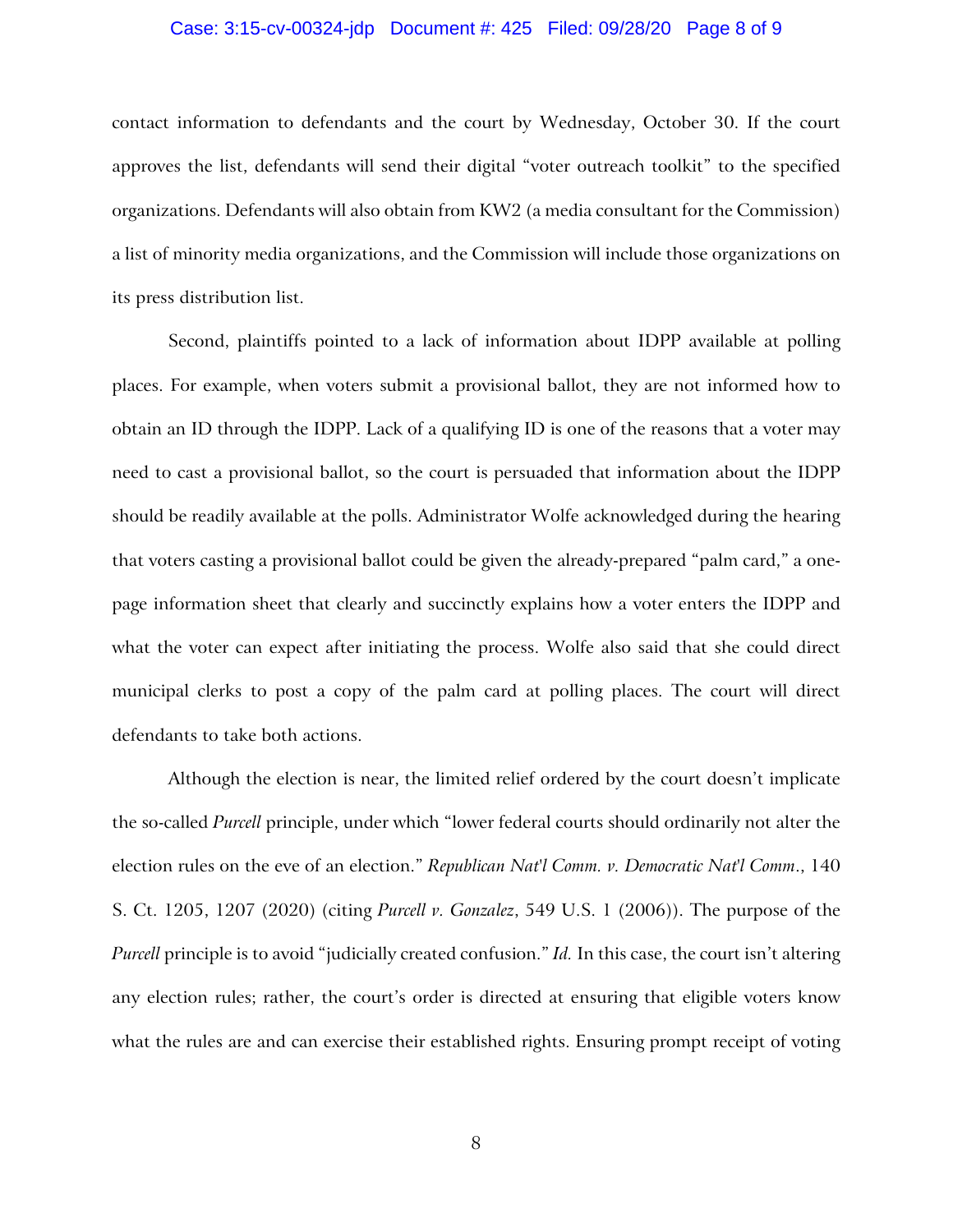contact information to defendants and the court by Wednesday, October 30. If the court approves the list, defendants will send their digital "voter outreach toolkit" to the specified organizations. Defendants will also obtain from KW2 (a media consultant for the Commission) a list of minority media organizations, and the Commission will include those organizations on its press distribution list.

Second, plaintiffs pointed to a lack of information about IDPP available at polling places. For example, when voters submit a provisional ballot, they are not informed how to obtain an ID through the IDPP. Lack of a qualifying ID is one of the reasons that a voter may need to cast a provisional ballot, so the court is persuaded that information about the IDPP should be readily available at the polls. Administrator Wolfe acknowledged during the hearing that voters casting a provisional ballot could be given the already-prepared "palm card," a one-page information sheet that clearly and succinctly explains how a voter enters the IDPP and what the voter can expect after initiating the process. Wolfe also said that she could direct municipal clerks to post a copy of the palm card at polling places. The court will direct defendants to take both actions.

Although the election is near, the limited relief ordered by the court doesn't implicate the so-called *Purcell* principle, under which "lower federal courts should ordinarily not alter the election rules on the eve of an election." *Republican Nat'l Comm. v. Democratic Nat'l Comm.*, 140 S. Ct. 1205, 1207 (2020) (citing *Purcell v. Gonzalez*, 549 U.S. 1 (2006)). The purpose of the *Purcell* principle is to avoid "judicially created confusion." *Id.* In this case, the court isn't altering any election rules; rather, the court's order is directed at ensuring that eligible voters know what the rules are and can exercise their established rights. Ensuring prompt receipt of voting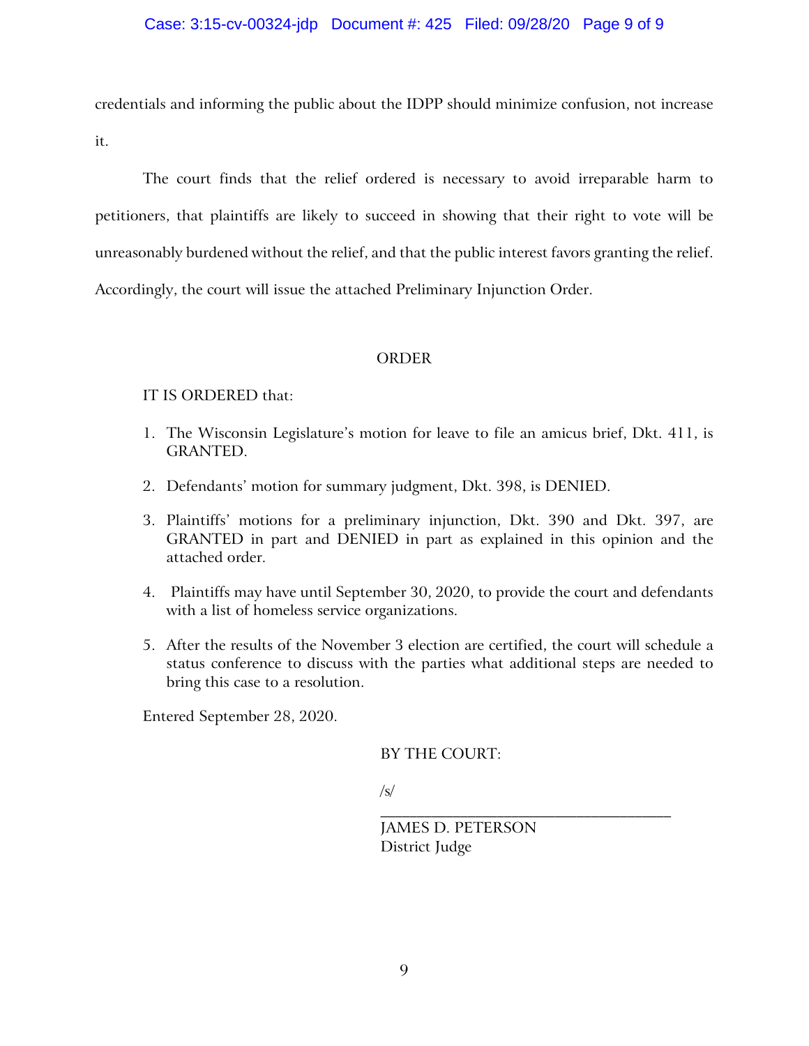credentials and informing the public about the IDPP should minimize confusion, not increase it.

The court finds that the relief ordered is necessary to avoid irreparable harm to petitioners, that plaintiffs are likely to succeed in showing that their right to vote will be unreasonably burdened without the relief, and that the public interest favors granting the relief. Accordingly, the court will issue the attached Preliminary Injunction Order.

## ORDER

IT IS ORDERED that:

1. The Wisconsin Legislature's motion for leave to file an amicus brief, Dkt. 411, is GRANTED.
2. Defendants' motion for summary judgment, Dkt. 398, is DENIED.
3. Plaintiffs' motions for a preliminary injunction, Dkt. 390 and Dkt. 397, are GRANTED in part and DENIED in part as explained in this opinion and the attached order.
4. Plaintiffs may have until September 30, 2020, to provide the court and defendants with a list of homeless service organizations.
5. After the results of the November 3 election are certified, the court will schedule a status conference to discuss with the parties what additional steps are needed to bring this case to a resolution.

Entered September 28, 2020.

BY THE COURT:

/s/

JAMES D. PETERSON
District Judge